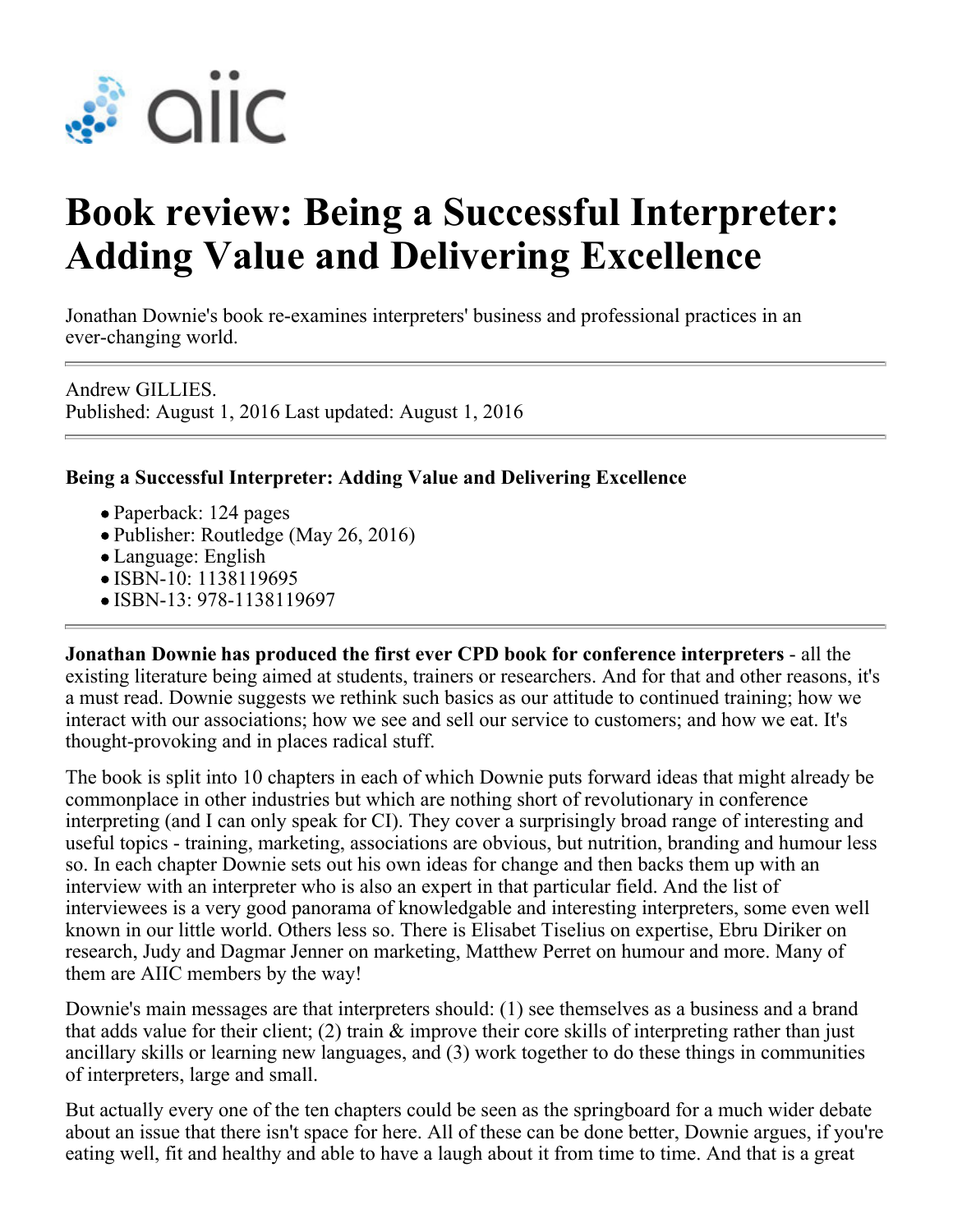# Book review: Being a Successful Interpreter: Adding Value and Delivering Excellence

Jonathan Downie's book re-examines interpreters' business and professional practices in an ever-changing world.

Andrew GILLIES.
Published: August 1, 2016 Last updated: August 1, 2016

**Being a Successful Interpreter: Adding Value and Delivering Excellence**

- Paperback: 124 pages
- Publisher: Routledge (May 26, 2016)
- Language: English
- ISBN-10: 1138119695
- ISBN-13: 978-1138119697

**Jonathan Downie has produced the first ever CPD book for conference interpreters** - all the existing literature being aimed at students, trainers or researchers. And for that and other reasons, it's a must read. Downie suggests we rethink such basics as our attitude to continued training; how we interact with our associations; how we see and sell our service to customers; and how we eat. It's thought-provoking and in places radical stuff.

The book is split into 10 chapters in each of which Downie puts forward ideas that might already be commonplace in other industries but which are nothing short of revolutionary in conference interpreting (and I can only speak for CI). They cover a surprisingly broad range of interesting and useful topics - training, marketing, associations are obvious, but nutrition, branding and humour less so. In each chapter Downie sets out his own ideas for change and then backs them up with an interview with an interpreter who is also an expert in that particular field. And the list of interviewees is a very good panorama of knowledgable and interesting interpreters, some even well known in our little world. Others less so. There is Elisabet Tiselius on expertise, Ebru Diriker on research, Judy and Dagmar Jenner on marketing, Matthew Perret on humour and more. Many of them are AIIC members by the way!

Downie's main messages are that interpreters should: (1) see themselves as a business and a brand that adds value for their client; (2) train & improve their core skills of interpreting rather than just ancillary skills or learning new languages, and (3) work together to do these things in communities of interpreters, large and small.

But actually every one of the ten chapters could be seen as the springboard for a much wider debate about an issue that there isn't space for here. All of these can be done better, Downie argues, if you're eating well, fit and healthy and able to have a laugh about it from time to time. And that is a great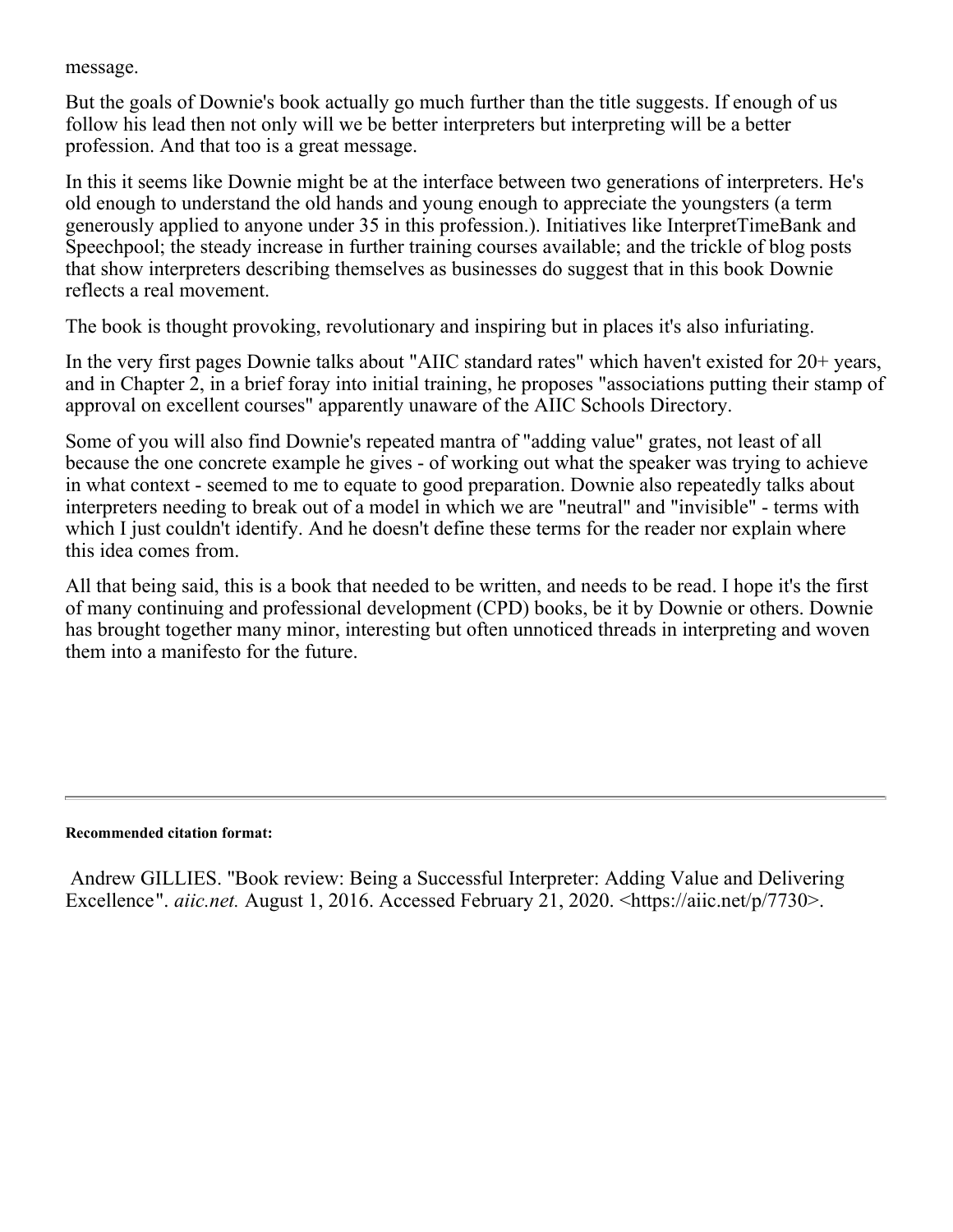message.

But the goals of Downie's book actually go much further than the title suggests. If enough of us follow his lead then not only will we be better interpreters but interpreting will be a better profession. And that too is a great message.

In this it seems like Downie might be at the interface between two generations of interpreters. He's old enough to understand the old hands and young enough to appreciate the youngsters (a term generously applied to anyone under 35 in this profession.). Initiatives like InterpretTimeBank and Speechpool; the steady increase in further training courses available; and the trickle of blog posts that show interpreters describing themselves as businesses do suggest that in this book Downie reflects a real movement.

The book is thought provoking, revolutionary and inspiring but in places it's also infuriating.

In the very first pages Downie talks about "AIIC standard rates" which haven't existed for 20+ years, and in Chapter 2, in a brief foray into initial training, he proposes "associations putting their stamp of approval on excellent courses" apparently unaware of the AIIC Schools Directory.

Some of you will also find Downie's repeated mantra of "adding value" grates, not least of all because the one concrete example he gives - of working out what the speaker was trying to achieve in what context - seemed to me to equate to good preparation. Downie also repeatedly talks about interpreters needing to break out of a model in which we are "neutral" and "invisible" - terms with which I just couldn't identify. And he doesn't define these terms for the reader nor explain where this idea comes from.

All that being said, this is a book that needed to be written, and needs to be read. I hope it's the first of many continuing and professional development (CPD) books, be it by Downie or others. Downie has brought together many minor, interesting but often unnoticed threads in interpreting and woven them into a manifesto for the future.

---

**Recommended citation format:**

Andrew GILLIES. "Book review: Being a Successful Interpreter: Adding Value and Delivering Excellence". *aiic.net.* August 1, 2016. Accessed February 21, 2020. <https://aiic.net/p/7730>.